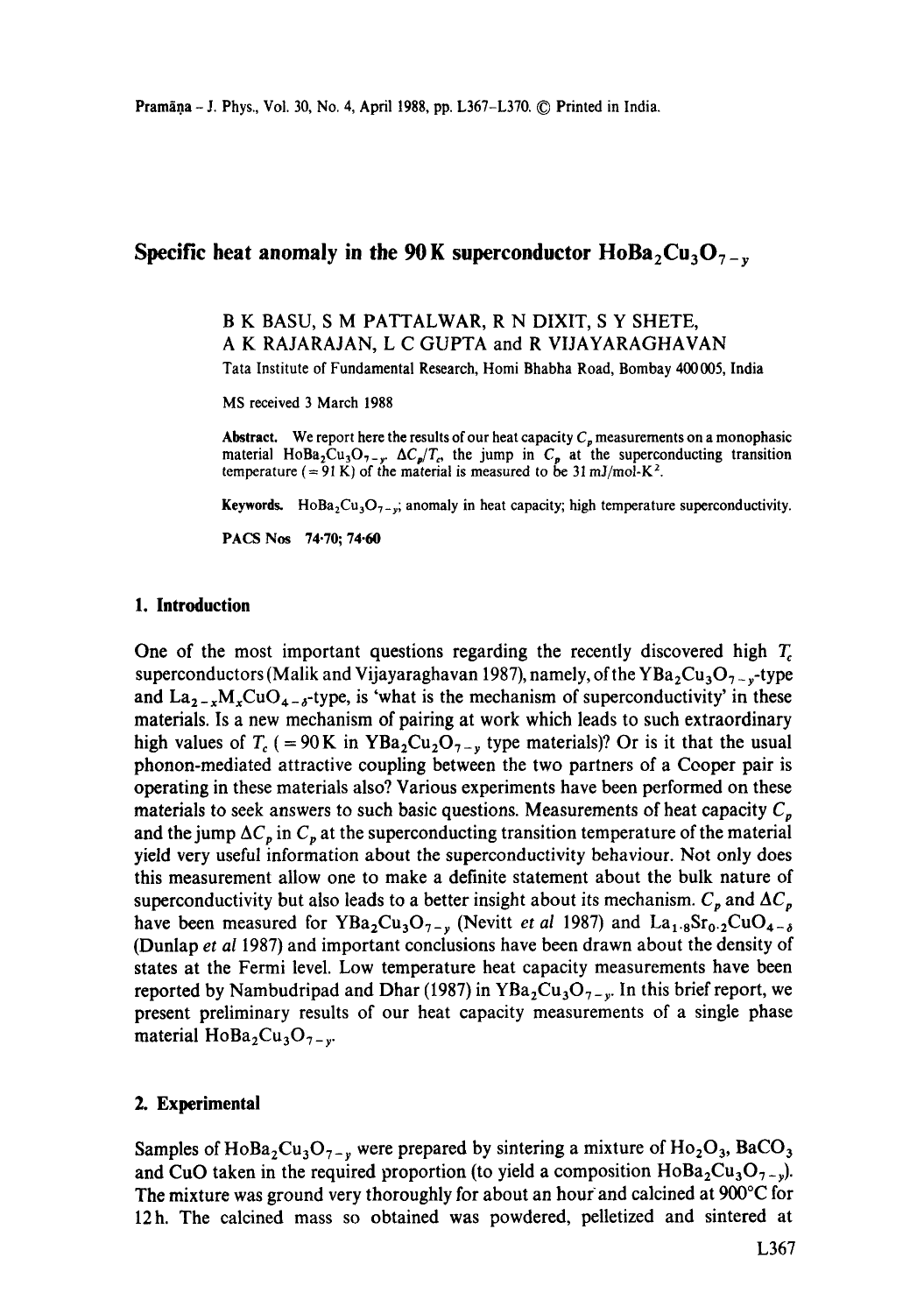# Specific heat anomaly in the 90 K superconductor $HoBa_2Cu_3O_{7-y}$

B K BASU, S M PATTALWAR, R N DIXIT, S Y SHETE, A K RAJARAJAN, L C GUPTA and R VIJAYARAGHAVAN

Tata Institute of Fundamental Research, Homi Bhabha Road, Bombay 400005, India

MS received 3 March 1988

**Abstract.** We report here the results of our heat capacity $C_p$ measurements on a monophasic material $HoBa_2Cu_3O_{7-y}$. $\Delta C_p/T_c$, the jump in $C_p$ at the superconducting transition temperature ($= 91$ K) of the material is measured to be 31 mJ/mol-K$^2$.

**Keywords.** $HoBa_2Cu_3O_{7-y}$; anomaly in heat capacity; high temperature superconductivity.

**PACS Nos** 74·70; 74·60

## 1. Introduction

One of the most important questions regarding the recently discovered high $T_c$ superconductors (Malik and Vijayaraghavan 1987), namely, of the $YBa_2Cu_3O_{7-y}$-type and $La_{2-x}M_xCuO_{4-\delta}$-type, is 'what is the mechanism of superconductivity' in these materials. Is a new mechanism of pairing at work which leads to such extraordinary high values of $T_c$ ($= 90$ K in $YBa_2Cu_2O_{7-y}$ type materials)? Or is it that the usual phonon-mediated attractive coupling between the two partners of a Cooper pair is operating in these materials also? Various experiments have been performed on these materials to seek answers to such basic questions. Measurements of heat capacity $C_p$ and the jump $\Delta C_p$ in $C_p$ at the superconducting transition temperature of the material yield very useful information about the superconductivity behaviour. Not only does this measurement allow one to make a definite statement about the bulk nature of superconductivity but also leads to a better insight about its mechanism. $C_p$ and $\Delta C_p$ have been measured for $YBa_2Cu_3O_{7-y}$ (Nevitt *et al* 1987) and $La_{1\cdot8}Sr_{0\cdot2}CuO_{4-\delta}$ (Dunlap *et al* 1987) and important conclusions have been drawn about the density of states at the Fermi level. Low temperature heat capacity measurements have been reported by Nambudripad and Dhar (1987) in $YBa_2Cu_3O_{7-y}$. In this brief report, we present preliminary results of our heat capacity measurements of a single phase material $HoBa_2Cu_3O_{7-y}$.

## 2. Experimental

Samples of $HoBa_2Cu_3O_{7-y}$ were prepared by sintering a mixture of $Ho_2O_3$, $BaCO_3$ and CuO taken in the required proportion (to yield a composition $HoBa_2Cu_3O_{7-y}$). The mixture was ground very thoroughly for about an hour and calcined at 900°C for 12 h. The calcined mass so obtained was powdered, pelletized and sintered at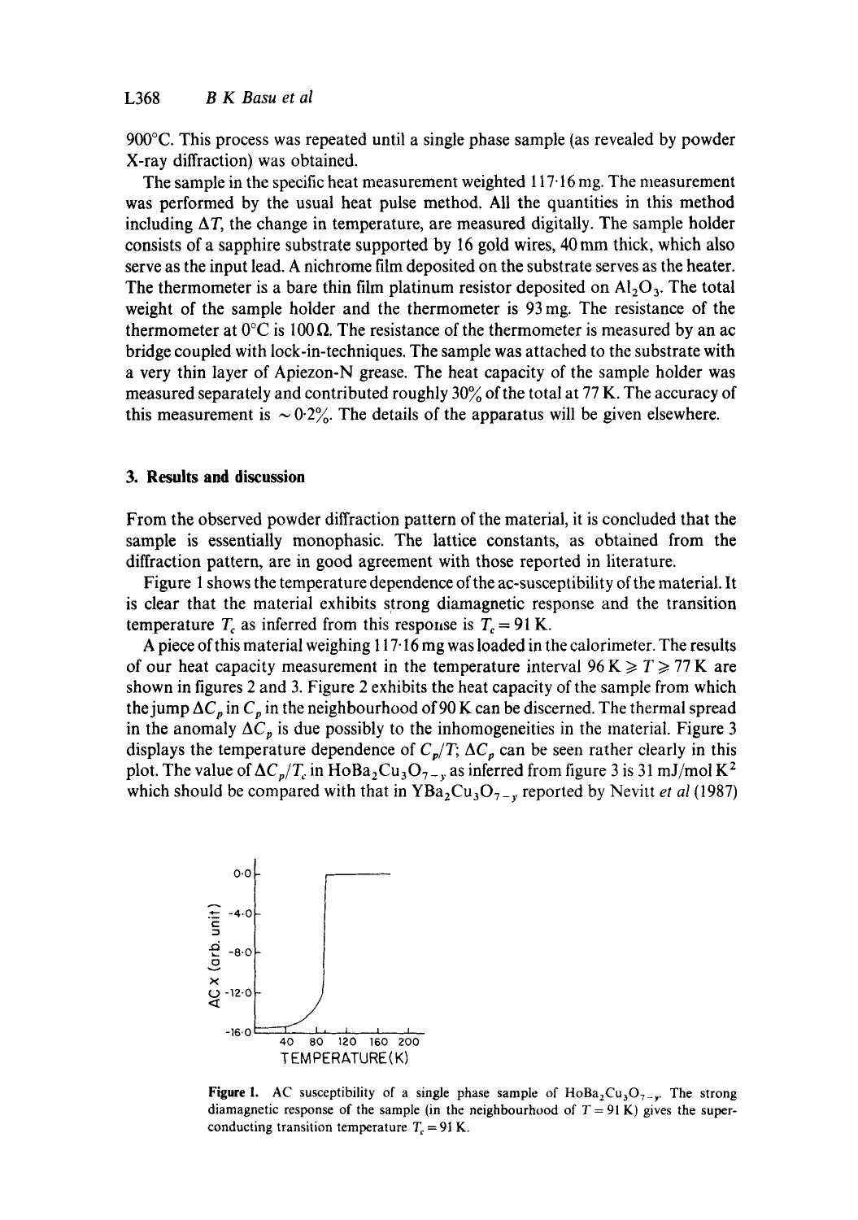900°C. This process was repeated until a single phase sample (as revealed by powder X-ray diffraction) was obtained.

The sample in the specific heat measurement weighted 117·16 mg. The measurement was performed by the usual heat pulse method. All the quantities in this method including $\Delta T$, the change in temperature, are measured digitally. The sample holder consists of a sapphire substrate supported by 16 gold wires, 40 mm thick, which also serve as the input lead. A nichrome film deposited on the substrate serves as the heater. The thermometer is a bare thin film platinum resistor deposited on $Al_2O_3$. The total weight of the sample holder and the thermometer is 93 mg. The resistance of the thermometer at 0°C is 100 Ω. The resistance of the thermometer is measured by an ac bridge coupled with lock-in-techniques. The sample was attached to the substrate with a very thin layer of Apiezon-N grease. The heat capacity of the sample holder was measured separately and contributed roughly 30% of the total at 77 K. The accuracy of this measurement is ~0·2%. The details of the apparatus will be given elsewhere.

## 3. Results and discussion

From the observed powder diffraction pattern of the material, it is concluded that the sample is essentially monophasic. The lattice constants, as obtained from the diffraction pattern, are in good agreement with those reported in literature.

Figure 1 shows the temperature dependence of the ac-susceptibility of the material. It is clear that the material exhibits strong diamagnetic response and the transition temperature $T_c$ as inferred from this response is $T_c = 91$ K.

A piece of this material weighing 117·16 mg was loaded in the calorimeter. The results of our heat capacity measurement in the temperature interval $96\text{ K} \geqslant T \geqslant 77\text{ K}$ are shown in figures 2 and 3. Figure 2 exhibits the heat capacity of the sample from which the jump $\Delta C_p$ in $C_p$ in the neighbourhood of 90 K can be discerned. The thermal spread in the anomaly $\Delta C_p$ is due possibly to the inhomogeneities in the material. Figure 3 displays the temperature dependence of $C_p/T$; $\Delta C_p$ can be seen rather clearly in this plot. The value of $\Delta C_p/T_c$ in $HoBa_2Cu_3O_{7-y}$ as inferred from figure 3 is 31 mJ/mol K$^2$ which should be compared with that in $YBa_2Cu_3O_{7-y}$ reported by Nevitt *et al* (1987)

**Figure 1.** AC susceptibility of a single phase sample of $HoBa_2Cu_3O_{7-y}$. The strong diamagnetic response of the sample (in the neighbourhood of $T = 91$ K) gives the superconducting transition temperature $T_c = 91$ K.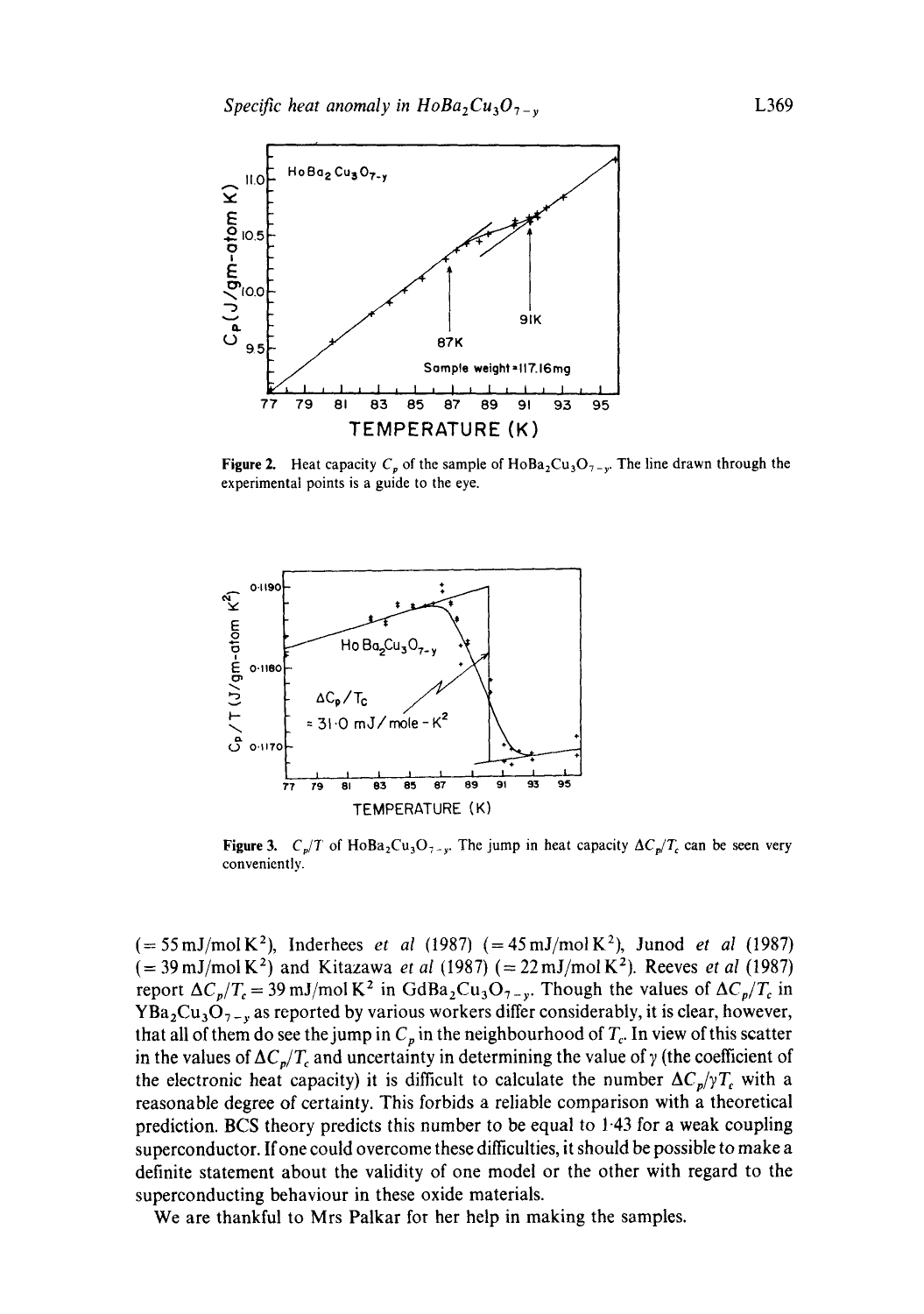Figure 2. Heat capacity $C_p$ of the sample of $HoBa_2Cu_3O_{7-y}$. The line drawn through the experimental points is a guide to the eye.

Figure 3. $C_p/T$ of $HoBa_2Cu_3O_{7-y}$. The jump in heat capacity $\Delta C_p/T_c$ can be seen very conveniently.

($= 55\,mJ/mol\,K^2$), Inderhees *et al* (1987) ($= 45\,mJ/mol\,K^2$), Junod *et al* (1987) ($= 39\,mJ/mol\,K^2$) and Kitazawa *et al* (1987) ($= 22\,mJ/mol\,K^2$). Reeves *et al* (1987) report $\Delta C_p/T_c = 39\,mJ/mol\,K^2$ in $GdBa_2Cu_3O_{7-y}$. Though the values of $\Delta C_p/T_c$ in $YBa_2Cu_3O_{7-y}$ as reported by various workers differ considerably, it is clear, however, that all of them do see the jump in $C_p$ in the neighbourhood of $T_c$. In view of this scatter in the values of $\Delta C_p/T_c$ and uncertainty in determining the value of $\gamma$ (the coefficient of the electronic heat capacity) it is difficult to calculate the number $\Delta C_p/\gamma T_c$ with a reasonable degree of certainty. This forbids a reliable comparison with a theoretical prediction. BCS theory predicts this number to be equal to 1·43 for a weak coupling superconductor. If one could overcome these difficulties, it should be possible to make a definite statement about the validity of one model or the other with regard to the superconducting behaviour in these oxide materials.

We are thankful to Mrs Palkar for her help in making the samples.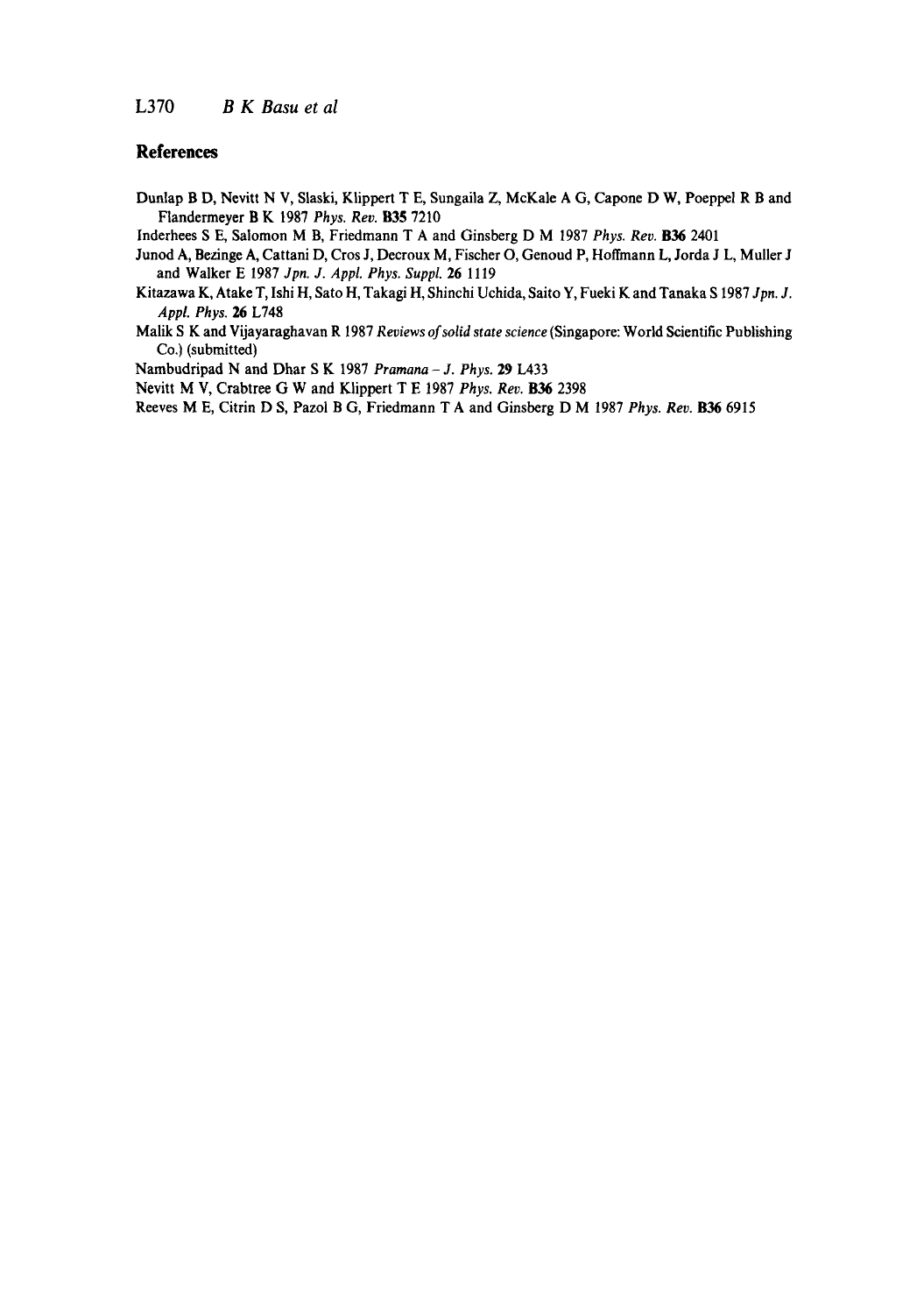## References

Dunlap B D, Nevitt N V, Slaski, Klippert T E, Sungaila Z, McKale A G, Capone D W, Poeppel R B and Flandermeyer B K 1987 *Phys. Rev.* **B35** 7210

Inderhees S E, Salomon M B, Friedmann T A and Ginsberg D M 1987 *Phys. Rev.* **B36** 2401

Junod A, Bezinge A, Cattani D, Cros J, Decroux M, Fischer O, Genoud P, Hoffmann L, Jorda J L, Muller J and Walker E 1987 *Jpn. J. Appl. Phys. Suppl.* **26** 1119

Kitazawa K, Atake T, Ishi H, Sato H, Takagi H, Shinchi Uchida, Saito Y, Fueki K and Tanaka S 1987 *Jpn. J. Appl. Phys.* **26** L748

Malik S K and Vijayaraghavan R 1987 *Reviews of solid state science* (Singapore: World Scientific Publishing Co.) (submitted)

Nambudripad N and Dhar S K 1987 *Pramana – J. Phys.* **29** L433

Nevitt M V, Crabtree G W and Klippert T E 1987 *Phys. Rev.* **B36** 2398

Reeves M E, Citrin D S, Pazol B G, Friedmann T A and Ginsberg D M 1987 *Phys. Rev.* **B36** 6915